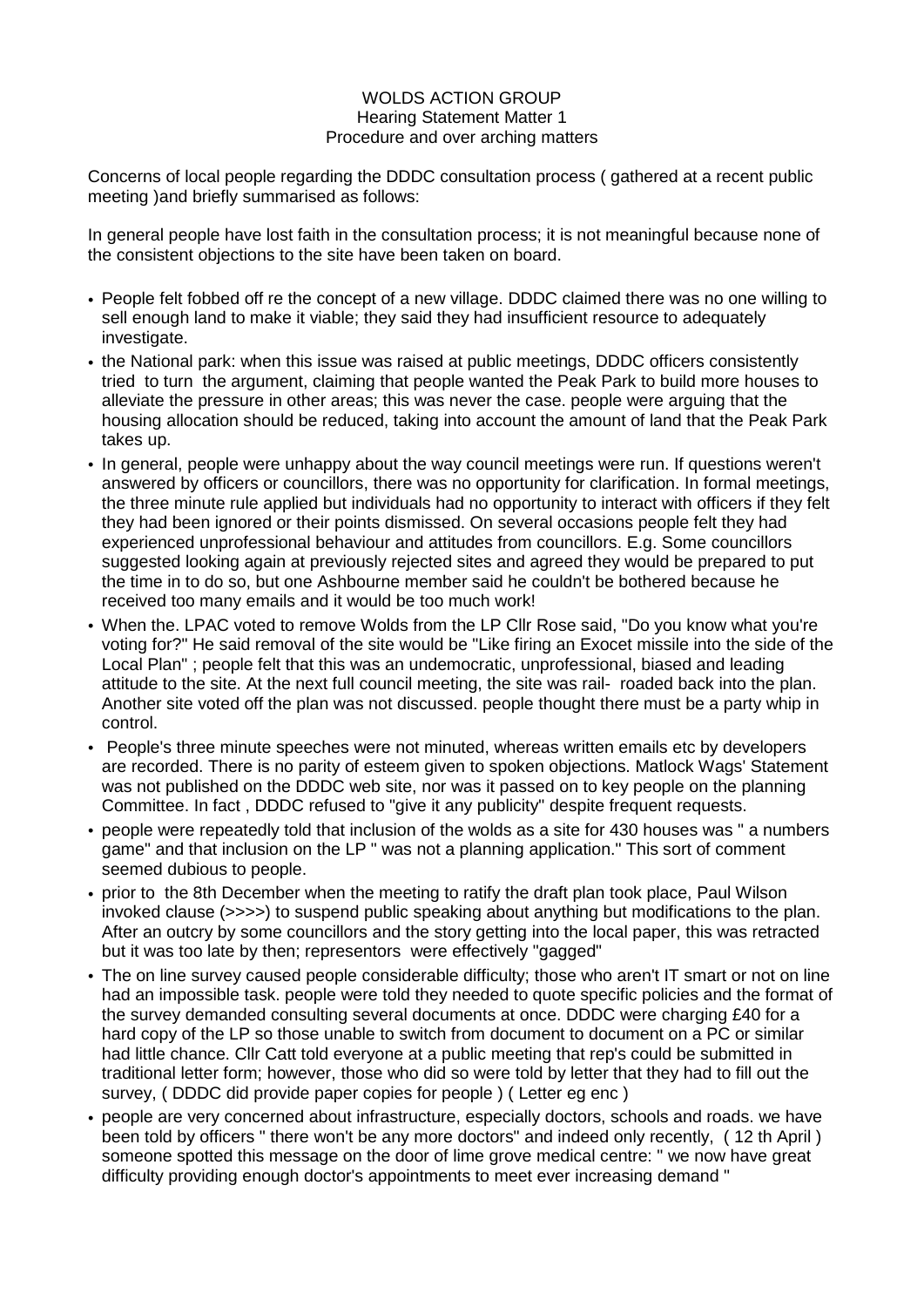WOLDS ACTION GROUP
Hearing Statement Matter 1
Procedure and over arching matters

Concerns of local people regarding the DDDC consultation process ( gathered at a recent public meeting )and briefly summarised as follows:

In general people have lost faith in the consultation process; it is not meaningful because none of the consistent objections to the site have been taken on board.

- People felt fobbed off re the concept of a new village. DDDC claimed there was no one willing to sell enough land to make it viable; they said they had insufficient resource to adequately investigate.
- the National park: when this issue was raised at public meetings, DDDC officers consistently tried to turn the argument, claiming that people wanted the Peak Park to build more houses to alleviate the pressure in other areas; this was never the case. people were arguing that the housing allocation should be reduced, taking into account the amount of land that the Peak Park takes up.
- In general, people were unhappy about the way council meetings were run. If questions weren't answered by officers or councillors, there was no opportunity for clarification. In formal meetings, the three minute rule applied but individuals had no opportunity to interact with officers if they felt they had been ignored or their points dismissed. On several occasions people felt they had experienced unprofessional behaviour and attitudes from councillors. E.g. Some councillors suggested looking again at previously rejected sites and agreed they would be prepared to put the time in to do so, but one Ashbourne member said he couldn't be bothered because he received too many emails and it would be too much work!
- When the. LPAC voted to remove Wolds from the LP Cllr Rose said, "Do you know what you're voting for?" He said removal of the site would be "Like firing an Exocet missile into the side of the Local Plan" ; people felt that this was an undemocratic, unprofessional, biased and leading attitude to the site. At the next full council meeting, the site was rail- roaded back into the plan. Another site voted off the plan was not discussed. people thought there must be a party whip in control.
- People's three minute speeches were not minuted, whereas written emails etc by developers are recorded. There is no parity of esteem given to spoken objections. Matlock Wags' Statement was not published on the DDDC web site, nor was it passed on to key people on the planning Committee. In fact , DDDC refused to "give it any publicity" despite frequent requests.
- people were repeatedly told that inclusion of the wolds as a site for 430 houses was " a numbers game" and that inclusion on the LP " was not a planning application." This sort of comment seemed dubious to people.
- prior to the 8th December when the meeting to ratify the draft plan took place, Paul Wilson invoked clause (>>>>) to suspend public speaking about anything but modifications to the plan. After an outcry by some councillors and the story getting into the local paper, this was retracted but it was too late by then; representors were effectively "gagged"
- The on line survey caused people considerable difficulty; those who aren't IT smart or not on line had an impossible task. people were told they needed to quote specific policies and the format of the survey demanded consulting several documents at once. DDDC were charging £40 for a hard copy of the LP so those unable to switch from document to document on a PC or similar had little chance. Cllr Catt told everyone at a public meeting that rep's could be submitted in traditional letter form; however, those who did so were told by letter that they had to fill out the survey, ( DDDC did provide paper copies for people ) ( Letter eg enc )
- people are very concerned about infrastructure, especially doctors, schools and roads. we have been told by officers " there won't be any more doctors" and indeed only recently, ( 12 th April ) someone spotted this message on the door of lime grove medical centre: " we now have great difficulty providing enough doctor's appointments to meet ever increasing demand "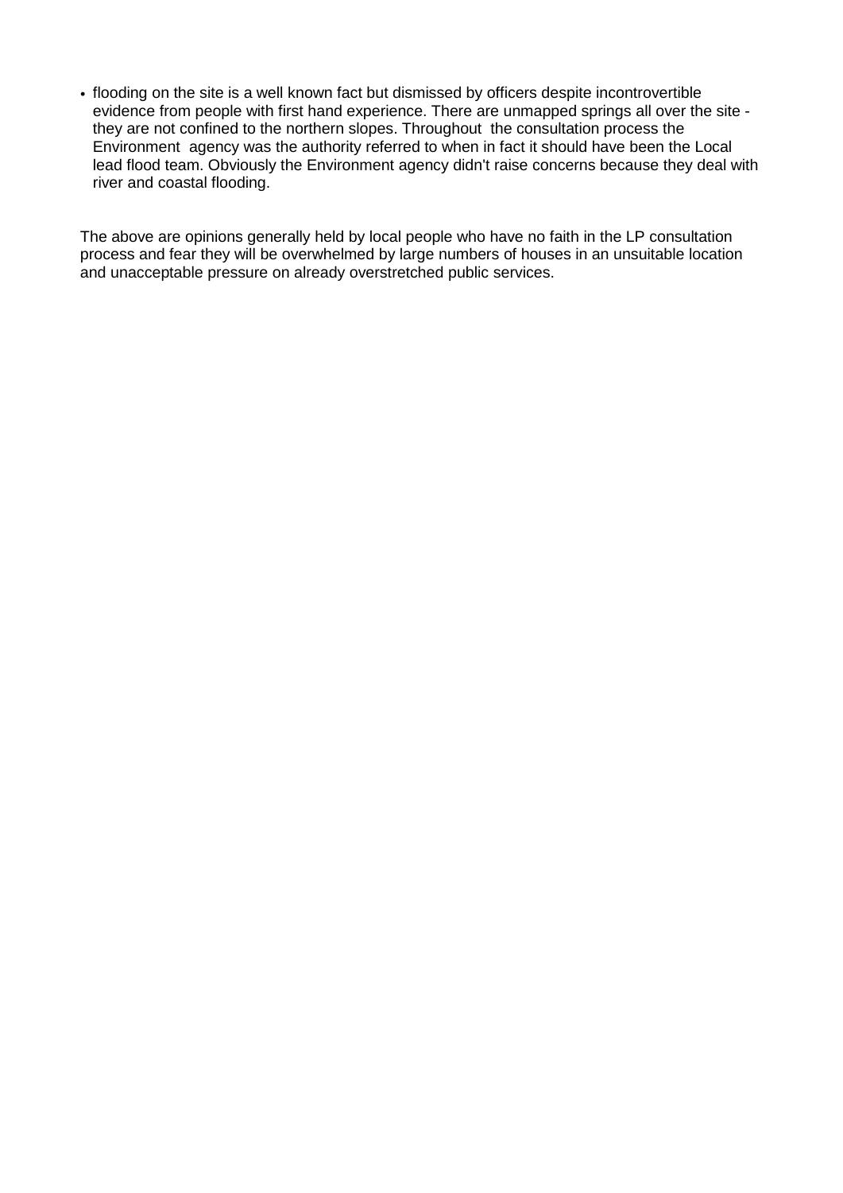- flooding on the site is a well known fact but dismissed by officers despite incontrovertible evidence from people with first hand experience. There are unmapped springs all over the site - they are not confined to the northern slopes. Throughout the consultation process the Environment agency was the authority referred to when in fact it should have been the Local lead flood team. Obviously the Environment agency didn't raise concerns because they deal with river and coastal flooding.

The above are opinions generally held by local people who have no faith in the LP consultation process and fear they will be overwhelmed by large numbers of houses in an unsuitable location and unacceptable pressure on already overstretched public services.